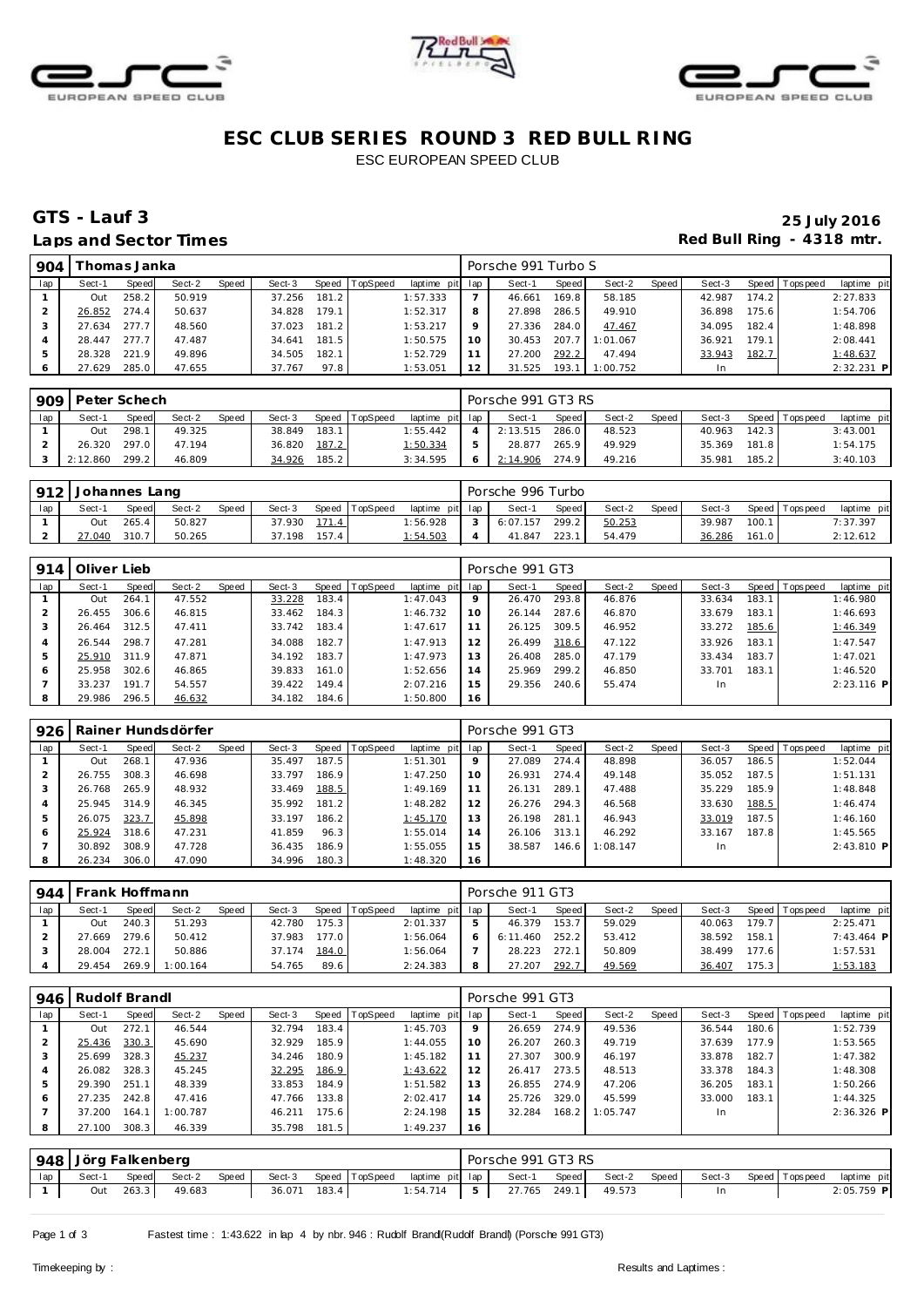# ESC CLUB SERIES ROUND 3 RED BULL RING

ESC EUROPEAN SPEED CLUB

## GTS - Lauf 3

**25 July 2016**

**Laps and Sector Times**

**Red Bull Ring - 4318 mtr.**

| 904 | Thomas Janka | | | | | | | | Porsche 991 Turbo S | | | | | | | | |
|---|---|---|---|---|---|---|---|---|---|---|---|---|---|---|---|---|---|
| lap | Sect-1 | Speed | Sect-2 | Speed | Sect-3 | Speed | TopSpeed | laptime pit | lap | Sect-1 | Speed | Sect-2 | Speed | Sect-3 | Speed | Topspeed | laptime pit |
| 1 | Out | 258.2 | 50.919 | | 37.256 | 181.2 | | 1:57.333 | 7 | 46.661 | 169.8 | 58.185 | | 42.987 | 174.2 | | 2:27.833 |
| 2 | 26.852 | 274.4 | 50.637 | | 34.828 | 179.1 | | 1:52.317 | 8 | 27.898 | 286.5 | 49.910 | | 36.898 | 175.6 | | 1:54.706 |
| 3 | 27.634 | 277.7 | 48.560 | | 37.023 | 181.2 | | 1:53.217 | 9 | 27.336 | 284.0 | 47.467 | | 34.095 | 182.4 | | 1:48.898 |
| 4 | 28.447 | 277.7 | 47.487 | | 34.641 | 181.5 | | 1:50.575 | 10 | 30.453 | 207.7 | 1:01.067 | | 36.921 | 179.1 | | 2:08.441 |
| 5 | 28.328 | 221.9 | 49.896 | | 34.505 | 182.1 | | 1:52.729 | 11 | 27.200 | 292.2 | 47.494 | | 33.943 | 182.7 | | 1:48.637 |
| 6 | 27.629 | 285.0 | 47.655 | | 37.767 | 97.8 | | 1:53.051 | 12 | 31.525 | 193.1 | 1:00.752 | | In | | | 2:32.231 P |

| 909 | Peter Schech | | | | | | | | Porsche 991 GT3 RS | | | | | | | | |
|---|---|---|---|---|---|---|---|---|---|---|---|---|---|---|---|---|---|
| lap | Sect-1 | Speed | Sect-2 | Speed | Sect-3 | Speed | TopSpeed | laptime pit | lap | Sect-1 | Speed | Sect-2 | Speed | Sect-3 | Speed | Topspeed | laptime pit |
| 1 | Out | 298.1 | 49.325 | | 38.849 | 183.1 | | 1:55.442 | 4 | 2:13.515 | 286.0 | 48.523 | | 40.963 | 142.3 | | 3:43.001 |
| 2 | 26.320 | 297.0 | 47.194 | | 36.820 | 187.2 | | 1:50.334 | 5 | 28.877 | 265.9 | 49.929 | | 35.369 | 181.8 | | 1:54.175 |
| 3 | 2:12.860 | 299.2 | 46.809 | | 34.926 | 185.2 | | 3:34.595 | 6 | 2:14.906 | 274.9 | 49.216 | | 35.981 | 185.2 | | 3:40.103 |

| 912 | Johannes Lang | | | | | | | | Porsche 996 Turbo | | | | | | | | |
|---|---|---|---|---|---|---|---|---|---|---|---|---|---|---|---|---|---|
| lap | Sect-1 | Speed | Sect-2 | Speed | Sect-3 | Speed | TopSpeed | laptime pit | lap | Sect-1 | Speed | Sect-2 | Speed | Sect-3 | Speed | Topspeed | laptime pit |
| 1 | Out | 265.4 | 50.827 | | 37.930 | 171.4 | | 1:56.928 | 3 | 6:07.157 | 299.2 | 50.253 | | 39.987 | 100.1 | | 7:37.397 |
| 2 | 27.040 | 310.7 | 50.265 | | 37.198 | 157.4 | | 1:54.503 | 4 | 41.847 | 223.1 | 54.479 | | 36.286 | 161.0 | | 2:12.612 |

| 914 | Oliver Lieb | | | | | | | | Porsche 991 GT3 | | | | | | | | |
|---|---|---|---|---|---|---|---|---|---|---|---|---|---|---|---|---|---|
| lap | Sect-1 | Speed | Sect-2 | Speed | Sect-3 | Speed | TopSpeed | laptime pit | lap | Sect-1 | Speed | Sect-2 | Speed | Sect-3 | Speed | Topspeed | laptime pit |
| 1 | Out | 264.1 | 47.552 | | 33.228 | 183.4 | | 1:47.043 | 9 | 26.470 | 293.8 | 46.876 | | 33.634 | 183.1 | | 1:46.980 |
| 2 | 26.455 | 306.6 | 46.815 | | 33.462 | 184.3 | | 1:46.732 | 10 | 26.144 | 287.6 | 46.870 | | 33.679 | 183.1 | | 1:46.693 |
| 3 | 26.464 | 312.5 | 47.411 | | 33.742 | 183.4 | | 1:47.617 | 11 | 26.125 | 309.5 | 46.952 | | 33.272 | 185.6 | | 1:46.349 |
| 4 | 26.544 | 298.7 | 47.281 | | 34.088 | 182.7 | | 1:47.913 | 12 | 26.499 | 318.6 | 47.122 | | 33.926 | 183.1 | | 1:47.547 |
| 5 | 25.910 | 311.9 | 47.871 | | 34.192 | 183.7 | | 1:47.973 | 13 | 26.408 | 285.0 | 47.179 | | 33.434 | 183.7 | | 1:47.021 |
| 6 | 25.958 | 302.6 | 46.865 | | 39.833 | 161.0 | | 1:52.656 | 14 | 25.969 | 299.2 | 46.850 | | 33.701 | 183.1 | | 1:46.520 |
| 7 | 33.237 | 191.7 | 54.557 | | 39.422 | 149.4 | | 2:07.216 | 15 | 29.356 | 240.6 | 55.474 | | In | | | 2:23.116 P |
| 8 | 29.986 | 296.5 | 46.632 | | 34.182 | 184.6 | | 1:50.800 | 16 | | | | | | | | |

| 926 | Rainer Hundsdörfer | | | | | | | | Porsche 991 GT3 | | | | | | | | |
|---|---|---|---|---|---|---|---|---|---|---|---|---|---|---|---|---|---|
| lap | Sect-1 | Speed | Sect-2 | Speed | Sect-3 | Speed | TopSpeed | laptime pit | lap | Sect-1 | Speed | Sect-2 | Speed | Sect-3 | Speed | Topspeed | laptime pit |
| 1 | Out | 268.1 | 47.936 | | 35.497 | 187.5 | | 1:51.301 | 9 | 27.089 | 274.4 | 48.898 | | 36.057 | 186.5 | | 1:52.044 |
| 2 | 26.755 | 308.3 | 46.698 | | 33.797 | 186.9 | | 1:47.250 | 10 | 26.931 | 274.4 | 49.148 | | 35.052 | 187.5 | | 1:51.131 |
| 3 | 26.768 | 265.9 | 48.932 | | 33.469 | 188.5 | | 1:49.169 | 11 | 26.131 | 289.1 | 47.488 | | 35.229 | 185.9 | | 1:48.848 |
| 4 | 25.945 | 314.9 | 46.345 | | 35.992 | 181.2 | | 1:48.282 | 12 | 26.276 | 294.3 | 46.568 | | 33.630 | 188.5 | | 1:46.474 |
| 5 | 26.075 | 323.7 | 45.898 | | 33.197 | 186.2 | | 1:45.170 | 13 | 26.198 | 281.1 | 46.943 | | 33.019 | 187.5 | | 1:46.160 |
| 6 | 25.924 | 318.6 | 47.231 | | 41.859 | 96.3 | | 1:55.014 | 14 | 26.106 | 313.1 | 46.292 | | 33.167 | 187.8 | | 1:45.565 |
| 7 | 30.892 | 308.9 | 47.728 | | 36.435 | 186.9 | | 1:55.055 | 15 | 38.587 | 146.6 | 1:08.147 | | In | | | 2:43.810 P |
| 8 | 26.234 | 306.0 | 47.090 | | 34.996 | 180.3 | | 1:48.320 | 16 | | | | | | | | |

| 944 | Frank Hoffmann | | | | | | | | Porsche 911 GT3 | | | | | | | | |
|---|---|---|---|---|---|---|---|---|---|---|---|---|---|---|---|---|---|
| lap | Sect-1 | Speed | Sect-2 | Speed | Sect-3 | Speed | TopSpeed | laptime pit | lap | Sect-1 | Speed | Sect-2 | Speed | Sect-3 | Speed | Topspeed | laptime pit |
| 1 | Out | 240.3 | 51.293 | | 42.780 | 175.3 | | 2:01.337 | 5 | 46.379 | 153.7 | 59.029 | | 40.063 | 179.7 | | 2:25.471 |
| 2 | 27.669 | 279.6 | 50.412 | | 37.983 | 177.0 | | 1:56.064 | 6 | 6:11.460 | 252.2 | 53.412 | | 38.592 | 158.1 | | 7:43.464 P |
| 3 | 28.004 | 272.1 | 50.886 | | 37.174 | 184.0 | | 1:56.064 | 7 | 28.223 | 272.1 | 50.809 | | 38.499 | 177.6 | | 1:57.531 |
| 4 | 29.454 | 269.9 | 1:00.164 | | 54.765 | 89.6 | | 2:24.383 | 8 | 27.207 | 292.7 | 49.569 | | 36.407 | 175.3 | | 1:53.183 |

| 946 | Rudolf Brandl | | | | | | | | Porsche 991 GT3 | | | | | | | | |
|---|---|---|---|---|---|---|---|---|---|---|---|---|---|---|---|---|---|
| lap | Sect-1 | Speed | Sect-2 | Speed | Sect-3 | Speed | TopSpeed | laptime pit | lap | Sect-1 | Speed | Sect-2 | Speed | Sect-3 | Speed | Topspeed | laptime pit |
| 1 | Out | 272.1 | 46.544 | | 32.794 | 183.4 | | 1:45.703 | 9 | 26.659 | 274.9 | 49.536 | | 36.544 | 180.6 | | 1:52.739 |
| 2 | 25.436 | 330.3 | 45.690 | | 32.929 | 185.9 | | 1:44.055 | 10 | 26.207 | 260.3 | 49.719 | | 37.639 | 177.9 | | 1:53.565 |
| 3 | 25.699 | 328.3 | 45.237 | | 34.246 | 180.9 | | 1:45.182 | 11 | 27.307 | 300.9 | 46.197 | | 33.878 | 182.7 | | 1:47.382 |
| 4 | 26.082 | 328.3 | 45.245 | | 32.295 | 186.9 | | 1:43.622 | 12 | 26.417 | 273.5 | 48.513 | | 33.378 | 184.3 | | 1:48.308 |
| 5 | 29.390 | 251.1 | 48.339 | | 33.853 | 184.9 | | 1:51.582 | 13 | 26.855 | 274.9 | 47.206 | | 36.205 | 183.1 | | 1:50.266 |
| 6 | 27.235 | 242.8 | 47.416 | | 47.766 | 133.8 | | 2:02.417 | 14 | 25.726 | 329.0 | 45.599 | | 33.000 | 183.1 | | 1:44.325 |
| 7 | 37.200 | 164.1 | 1:00.787 | | 46.211 | 175.6 | | 2:24.198 | 15 | 32.284 | 168.2 | 1:05.747 | | In | | | 2:36.326 P |
| 8 | 27.100 | 308.3 | 46.339 | | 35.798 | 181.5 | | 1:49.237 | 16 | | | | | | | | |

| 948 | Jörg Falkenberg | | | | | | | | Porsche 991 GT3 RS | | | | | | | | |
|---|---|---|---|---|---|---|---|---|---|---|---|---|---|---|---|---|---|
| lap | Sect-1 | Speed | Sect-2 | Speed | Sect-3 | Speed | TopSpeed | laptime pit | lap | Sect-1 | Speed | Sect-2 | Speed | Sect-3 | Speed | Topspeed | laptime pit |
| 1 | Out | 263.3 | 49.683 | | 36.071 | 183.4 | | 1:54.714 | 5 | 27.765 | 249.1 | 49.573 | | In | | | 2:05.759 P |

Fastest time : 1:43.622 in lap 4 by nbr. 946 : Rudolf Brandl(Rudolf Brandl) (Porsche 991 GT3)

Timekeeping by :

Results and Laptimes :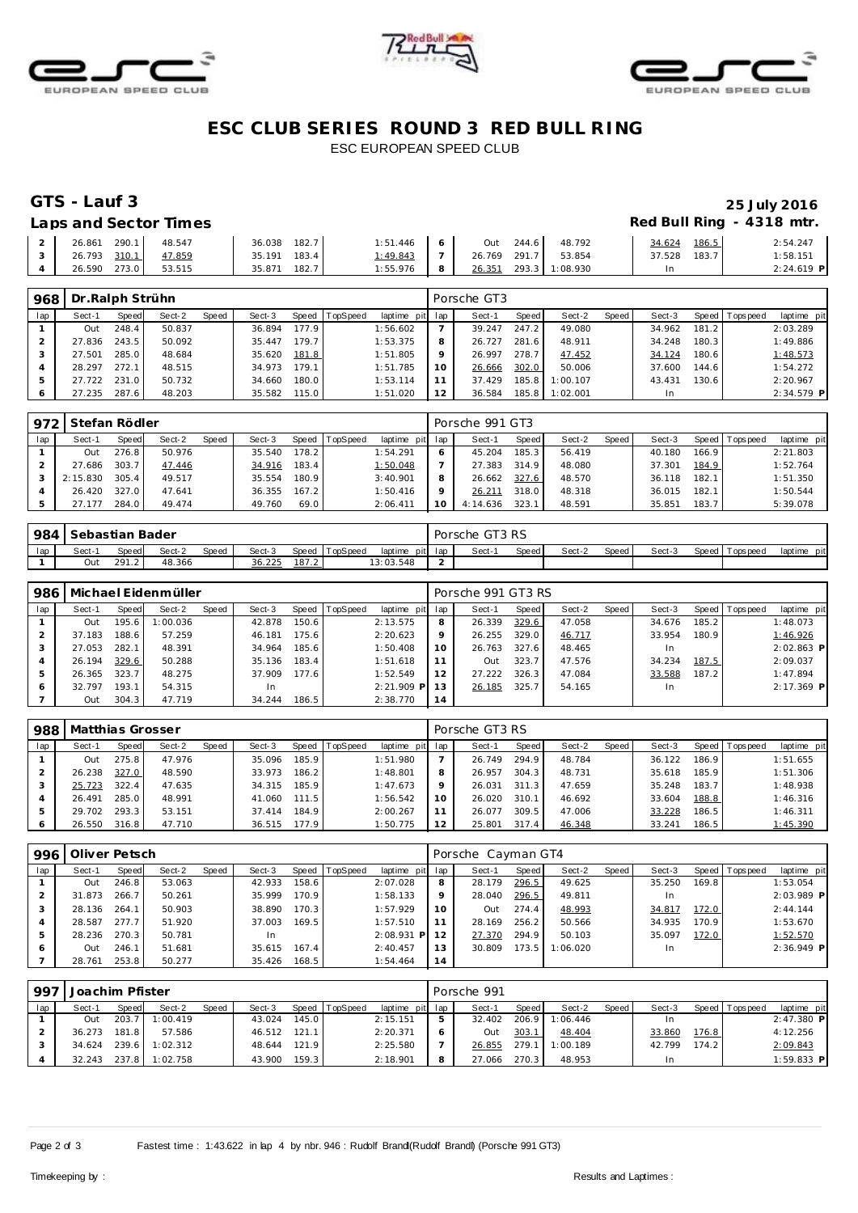# ESC CLUB SERIES ROUND 3 RED BULL RING

ESC EUROPEAN SPEED CLUB

## GTS - Lauf 3

**25 July 2016**

**Laps and Sector Times**

**Red Bull Ring - 4318 mtr.**

| lap | Sect-1 | Speed | Sect-2 | Speed | Sect-3 | Speed | TopSpeed | laptime pit | lap | Sect-1 | Speed | Sect-2 | Speed | Sect-3 | Speed | Topspeed | laptime pit |
|---|---|---|---|---|---|---|---|---|---|---|---|---|---|---|---|---|---|
| 2 | 26.861 | 290.1 | 48.547 | | 36.038 | 182.7 | | 1:51.446 | 6 | Out | 244.6 | 48.792 | | 34.624 | 186.5 | | 2:54.247 |
| 3 | 26.793 | 310.1 | 47.859 | | 35.191 | 183.4 | | 1:49.843 | 7 | 26.769 | 291.7 | 53.854 | | 37.528 | 183.7 | | 1:58.151 |
| 4 | 26.590 | 273.0 | 53.515 | | 35.871 | 182.7 | | 1:55.976 | 8 | 26.351 | 293.3 | 1:08.930 | | In | | | 2:24.619 P |

| 968 | Dr.Ralph Strühn | | | | | | | | Porsche GT3 | | | | | | | | |
|---|---|---|---|---|---|---|---|---|---|---|---|---|---|---|---|---|---|
| lap | Sect-1 | Speed | Sect-2 | Speed | Sect-3 | Speed | TopSpeed | laptime pit | lap | Sect-1 | Speed | Sect-2 | Speed | Sect-3 | Speed | Topspeed | laptime pit |
| 1 | Out | 248.4 | 50.837 | | 36.894 | 177.9 | | 1:56.602 | 7 | 39.247 | 247.2 | 49.080 | | 34.962 | 181.2 | | 2:03.289 |
| 2 | 27.836 | 243.5 | 50.092 | | 35.447 | 179.7 | | 1:53.375 | 8 | 26.727 | 281.6 | 48.911 | | 34.248 | 180.3 | | 1:49.886 |
| 3 | 27.501 | 285.0 | 48.684 | | 35.620 | 181.8 | | 1:51.805 | 9 | 26.997 | 278.7 | 47.452 | | 34.124 | 180.6 | | 1:48.573 |
| 4 | 28.297 | 272.1 | 48.515 | | 34.973 | 179.1 | | 1:51.785 | 10 | 26.666 | 302.0 | 50.006 | | 37.600 | 144.6 | | 1:54.272 |
| 5 | 27.722 | 231.0 | 50.732 | | 34.660 | 180.0 | | 1:53.114 | 11 | 37.429 | 185.8 | 1:00.107 | | 43.431 | 130.6 | | 2:20.967 |
| 6 | 27.235 | 287.6 | 48.203 | | 35.582 | 115.0 | | 1:51.020 | 12 | 36.584 | 185.8 | 1:02.001 | | In | | | 2:34.579 P |

| 972 | Stefan Rödler | | | | | | | | Porsche 991 GT3 | | | | | | | | |
|---|---|---|---|---|---|---|---|---|---|---|---|---|---|---|---|---|---|
| lap | Sect-1 | Speed | Sect-2 | Speed | Sect-3 | Speed | TopSpeed | laptime pit | lap | Sect-1 | Speed | Sect-2 | Speed | Sect-3 | Speed | Topspeed | laptime pit |
| 1 | Out | 276.8 | 50.976 | | 35.540 | 178.2 | | 1:54.291 | 6 | 45.204 | 185.3 | 56.419 | | 40.180 | 166.9 | | 2:21.803 |
| 2 | 27.686 | 303.7 | 47.446 | | 34.916 | 183.4 | | 1:50.048 | 7 | 27.383 | 314.9 | 48.080 | | 37.301 | 184.9 | | 1:52.764 |
| 3 | 2:15.830 | 305.4 | 49.517 | | 35.554 | 180.9 | | 3:40.901 | 8 | 26.662 | 327.6 | 48.570 | | 36.118 | 182.1 | | 1:51.350 |
| 4 | 26.420 | 327.0 | 47.641 | | 36.355 | 167.2 | | 1:50.416 | 9 | 26.211 | 318.0 | 48.318 | | 36.015 | 182.1 | | 1:50.544 |
| 5 | 27.177 | 284.0 | 49.474 | | 49.760 | 69.0 | | 2:06.411 | 10 | 4:14.636 | 323.1 | 48.591 | | 35.851 | 183.7 | | 5:39.078 |

| 984 | Sebastian Bader | | | | | | | | Porsche GT3 RS | | | | | | | | |
|---|---|---|---|---|---|---|---|---|---|---|---|---|---|---|---|---|---|
| lap | Sect-1 | Speed | Sect-2 | Speed | Sect-3 | Speed | TopSpeed | laptime pit | lap | Sect-1 | Speed | Sect-2 | Speed | Sect-3 | Speed | Topspeed | laptime pit |
| 1 | Out | 291.2 | 48.366 | | 36.225 | 187.2 | | 13:03.548 | 2 | | | | | | | | |

| 986 | Michael Eidenmüller | | | | | | | | Porsche 991 GT3 RS | | | | | | | | |
|---|---|---|---|---|---|---|---|---|---|---|---|---|---|---|---|---|---|
| lap | Sect-1 | Speed | Sect-2 | Speed | Sect-3 | Speed | TopSpeed | laptime pit | lap | Sect-1 | Speed | Sect-2 | Speed | Sect-3 | Speed | Topspeed | laptime pit |
| 1 | Out | 195.6 | 1:00.036 | | 42.878 | 150.6 | | 2:13.575 | 8 | 26.339 | 329.6 | 47.058 | | 34.676 | 185.2 | | 1:48.073 |
| 2 | 37.183 | 188.6 | 57.259 | | 46.181 | 175.6 | | 2:20.623 | 9 | 26.255 | 329.0 | 46.717 | | 33.954 | 180.9 | | 1:46.926 |
| 3 | 27.053 | 282.1 | 48.391 | | 34.964 | 185.6 | | 1:50.408 | 10 | 26.763 | 327.6 | 48.465 | | In | | | 2:02.863 P |
| 4 | 26.194 | 329.6 | 50.288 | | 35.136 | 183.4 | | 1:51.618 | 11 | Out | 323.7 | 47.576 | | 34.234 | 187.5 | | 2:09.037 |
| 5 | 26.365 | 323.7 | 48.275 | | 37.909 | 177.6 | | 1:52.549 | 12 | 27.222 | 326.3 | 47.084 | | 33.588 | 187.2 | | 1:47.894 |
| 6 | 32.797 | 193.1 | 54.315 | | In | | | 2:21.909 P | 13 | 26.185 | 325.7 | 54.165 | | In | | | 2:17.369 P |
| 7 | Out | 304.3 | 47.719 | | 34.244 | 186.5 | | 2:38.770 | 14 | | | | | | | | |

| 988 | Matthias Grosser | | | | | | | | Porsche GT3 RS | | | | | | | | |
|---|---|---|---|---|---|---|---|---|---|---|---|---|---|---|---|---|---|
| lap | Sect-1 | Speed | Sect-2 | Speed | Sect-3 | Speed | TopSpeed | laptime pit | lap | Sect-1 | Speed | Sect-2 | Speed | Sect-3 | Speed | Topspeed | laptime pit |
| 1 | Out | 275.8 | 47.976 | | 35.096 | 185.9 | | 1:51.980 | 7 | 26.749 | 294.9 | 48.784 | | 36.122 | 186.9 | | 1:51.655 |
| 2 | 26.238 | 327.0 | 48.590 | | 33.973 | 186.2 | | 1:48.801 | 8 | 26.957 | 304.3 | 48.731 | | 35.618 | 185.9 | | 1:51.306 |
| 3 | 25.723 | 322.4 | 47.635 | | 34.315 | 185.9 | | 1:47.673 | 9 | 26.031 | 311.3 | 47.659 | | 35.248 | 183.7 | | 1:48.938 |
| 4 | 26.491 | 285.0 | 48.991 | | 41.060 | 111.5 | | 1:56.542 | 10 | 26.020 | 310.1 | 46.692 | | 33.604 | 188.8 | | 1:46.316 |
| 5 | 29.702 | 293.3 | 53.151 | | 37.414 | 184.9 | | 2:00.267 | 11 | 26.077 | 309.5 | 47.006 | | 33.228 | 186.5 | | 1:46.311 |
| 6 | 26.550 | 316.8 | 47.710 | | 36.515 | 177.9 | | 1:50.775 | 12 | 25.801 | 317.4 | 46.348 | | 33.241 | 186.5 | | 1:45.390 |

| 996 | Oliver Petsch | | | | | | | | Porsche Cayman GT4 | | | | | | | | |
|---|---|---|---|---|---|---|---|---|---|---|---|---|---|---|---|---|---|
| lap | Sect-1 | Speed | Sect-2 | Speed | Sect-3 | Speed | TopSpeed | laptime pit | lap | Sect-1 | Speed | Sect-2 | Speed | Sect-3 | Speed | Topspeed | laptime pit |
| 1 | Out | 246.8 | 53.063 | | 42.933 | 158.6 | | 2:07.028 | 8 | 28.179 | 296.5 | 49.625 | | 35.250 | 169.8 | | 1:53.054 |
| 2 | 31.873 | 266.7 | 50.261 | | 35.999 | 170.9 | | 1:58.133 | 9 | 28.040 | 296.5 | 49.811 | | In | | | 2:03.989 P |
| 3 | 28.136 | 264.1 | 50.903 | | 38.890 | 170.3 | | 1:57.929 | 10 | Out | 274.4 | 48.993 | | 34.817 | 172.0 | | 2:44.144 |
| 4 | 28.587 | 277.7 | 51.920 | | 37.003 | 169.5 | | 1:57.510 | 11 | 28.169 | 256.2 | 50.566 | | 34.935 | 170.9 | | 1:53.670 |
| 5 | 28.236 | 270.3 | 50.781 | | In | | | 2:08.931 P | 12 | 27.370 | 294.9 | 50.103 | | 35.097 | 172.0 | | 1:52.570 |
| 6 | Out | 246.1 | 51.681 | | 35.615 | 167.4 | | 2:40.457 | 13 | 30.809 | 173.5 | 1:06.020 | | In | | | 2:36.949 P |
| 7 | 28.761 | 253.8 | 50.277 | | 35.426 | 168.5 | | 1:54.464 | 14 | | | | | | | | |

| 997 | Joachim Pfister | | | | | | | | Porsche 991 | | | | | | | | |
|---|---|---|---|---|---|---|---|---|---|---|---|---|---|---|---|---|---|
| lap | Sect-1 | Speed | Sect-2 | Speed | Sect-3 | Speed | TopSpeed | laptime pit | lap | Sect-1 | Speed | Sect-2 | Speed | Sect-3 | Speed | Topspeed | laptime pit |
| 1 | Out | 203.7 | 1:00.419 | | 43.024 | 145.0 | | 2:15.151 | 5 | 32.402 | 206.9 | 1:06.446 | | In | | | 2:47.380 P |
| 2 | 36.273 | 181.8 | 57.586 | | 46.512 | 121.1 | | 2:20.371 | 6 | Out | 303.1 | 48.404 | | 33.860 | 176.8 | | 4:12.256 |
| 3 | 34.624 | 239.6 | 1:02.312 | | 48.644 | 121.9 | | 2:25.580 | 7 | 26.855 | 279.1 | 1:00.189 | | 42.799 | 174.2 | | 2:09.843 |
| 4 | 32.243 | 237.8 | 1:02.758 | | 43.900 | 159.3 | | 2:18.901 | 8 | 27.066 | 270.3 | 48.953 | | In | | | 1:59.833 P |

Fastest time : 1:43.622 in lap 4 by nbr. 946 : Rudolf Brandl(Rudolf Brandl) (Porsche 991 GT3)

Timekeeping by :

Results and Laptimes :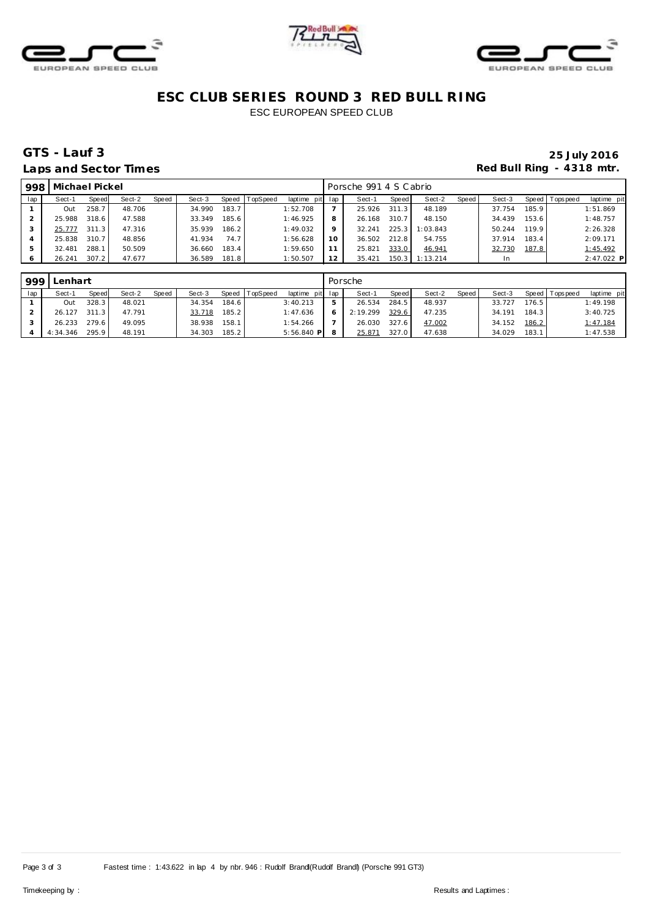# ESC CLUB SERIES ROUND 3 RED BULL RING

ESC EUROPEAN SPEED CLUB

## GTS - Lauf 3

**Laps and Sector Times**

**25 July 2016**

**Red Bull Ring - 4318 mtr.**

| 998 | Michael Pickel | | | | | | | | Porsche 991 4 S Cabrio | | | | | | | | |
|---|---|---|---|---|---|---|---|---|---|---|---|---|---|---|---|---|---|
| lap | Sect-1 | Speed | Sect-2 | Speed | Sect-3 | Speed | TopSpeed | laptime pit | lap | Sect-1 | Speed | Sect-2 | Speed | Sect-3 | Speed | Topspeed | laptime pit |
| 1 | Out | 258.7 | 48.706 | | 34.990 | 183.7 | | 1:52.708 | 7 | 25.926 | 311.3 | 48.189 | | 37.754 | 185.9 | | 1:51.869 |
| 2 | 25.988 | 318.6 | 47.588 | | 33.349 | 185.6 | | 1:46.925 | 8 | 26.168 | 310.7 | 48.150 | | 34.439 | 153.6 | | 1:48.757 |
| 3 | 25.777 | 311.3 | 47.316 | | 35.939 | 186.2 | | 1:49.032 | 9 | 32.241 | 225.3 | 1:03.843 | | 50.244 | 119.9 | | 2:26.328 |
| 4 | 25.838 | 310.7 | 48.856 | | 41.934 | 74.7 | | 1:56.628 | 10 | 36.502 | 212.8 | 54.755 | | 37.914 | 183.4 | | 2:09.171 |
| 5 | 32.481 | 288.1 | 50.509 | | 36.660 | 183.4 | | 1:59.650 | 11 | 25.821 | 333.0 | 46.941 | | 32.730 | 187.8 | | 1:45.492 |
| 6 | 26.241 | 307.2 | 47.677 | | 36.589 | 181.8 | | 1:50.507 | 12 | 35.421 | 150.3 | 1:13.214 | | In | | | 2:47.022 P |

| 999 | Lenhart | | | | | | | | Porsche | | | | | | | | |
|---|---|---|---|---|---|---|---|---|---|---|---|---|---|---|---|---|---|
| lap | Sect-1 | Speed | Sect-2 | Speed | Sect-3 | Speed | TopSpeed | laptime pit | lap | Sect-1 | Speed | Sect-2 | Speed | Sect-3 | Speed | Topspeed | laptime pit |
| 1 | Out | 328.3 | 48.021 | | 34.354 | 184.6 | | 3:40.213 | 5 | 26.534 | 284.5 | 48.937 | | 33.727 | 176.5 | | 1:49.198 |
| 2 | 26.127 | 311.3 | 47.791 | | 33.718 | 185.2 | | 1:47.636 | 6 | 2:19.299 | 329.6 | 47.235 | | 34.191 | 184.3 | | 3:40.725 |
| 3 | 26.233 | 279.6 | 49.095 | | 38.938 | 158.1 | | 1:54.266 | 7 | 26.030 | 327.6 | 47.002 | | 34.152 | 186.2 | | 1:47.184 |
| 4 | 4:34.346 | 295.9 | 48.191 | | 34.303 | 185.2 | | 5:56.840 P | 8 | 25.871 | 327.0 | 47.638 | | 34.029 | 183.1 | | 1:47.538 |

Fastest time : 1:43.622 in lap 4 by nbr. 946 : Rudolf Brandl(Rudolf Brandl) (Porsche 991 GT3)

Timekeeping by :

Results and Laptimes :